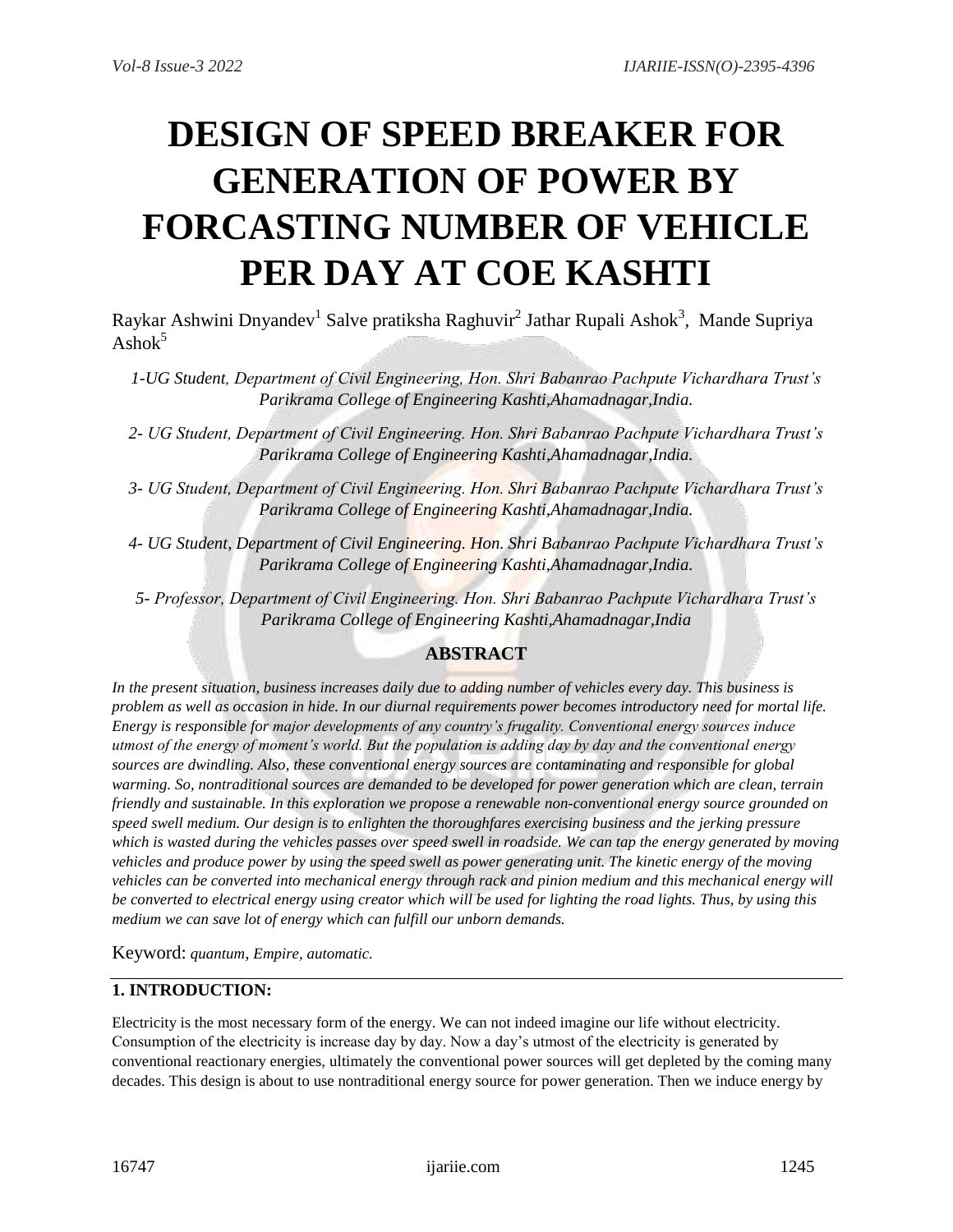# DESIGN OF SPEED BREAKER FOR GENERATION OF POWER BY FORCASTING NUMBER OF VEHICLE PER DAY AT COE KASHTI

Raykar Ashwini Dnyandev[1] Salve pratiksha Raghuvir[2] Jathar Rupali Ashok[3], Mande Supriya Ashok[5]

*1-UG Student, Department of Civil Engineering, Hon. Shri Babanrao Pachpute Vichardhara Trust's Parikrama College of Engineering Kashti,Ahamadnagar,India.*

*2- UG Student, Department of Civil Engineering. Hon. Shri Babanrao Pachpute Vichardhara Trust's Parikrama College of Engineering Kashti,Ahamadnagar,India.*

*3- UG Student, Department of Civil Engineering. Hon. Shri Babanrao Pachpute Vichardhara Trust's Parikrama College of Engineering Kashti,Ahamadnagar,India.*

*4- UG Student, Department of Civil Engineering. Hon. Shri Babanrao Pachpute Vichardhara Trust's Parikrama College of Engineering Kashti,Ahamadnagar,India.*

*5- Professor, Department of Civil Engineering. Hon. Shri Babanrao Pachpute Vichardhara Trust's Parikrama College of Engineering Kashti,Ahamadnagar,India*

## ABSTRACT

*In the present situation, business increases daily due to adding number of vehicles every day. This business is problem as well as occasion in hide. In our diurnal requirements power becomes introductory need for mortal life. Energy is responsible for major developments of any country's frugality. Conventional energy sources induce utmost of the energy of moment's world. But the population is adding day by day and the conventional energy sources are dwindling. Also, these conventional energy sources are contaminating and responsible for global warming. So, nontraditional sources are demanded to be developed for power generation which are clean, terrain friendly and sustainable. In this exploration we propose a renewable non-conventional energy source grounded on speed swell medium. Our design is to enlighten the thoroughfares exercising business and the jerking pressure which is wasted during the vehicles passes over speed swell in roadside. We can tap the energy generated by moving vehicles and produce power by using the speed swell as power generating unit. The kinetic energy of the moving vehicles can be converted into mechanical energy through rack and pinion medium and this mechanical energy will be converted to electrical energy using creator which will be used for lighting the road lights. Thus, by using this medium we can save lot of energy which can fulfill our unborn demands.*

Keyword: *quantum, Empire, automatic.*

## 1. INTRODUCTION:

Electricity is the most necessary form of the energy. We can not indeed imagine our life without electricity. Consumption of the electricity is increase day by day. Now a day's utmost of the electricity is generated by conventional reactionary energies, ultimately the conventional power sources will get depleted by the coming many decades. This design is about to use nontraditional energy source for power generation. Then we induce energy by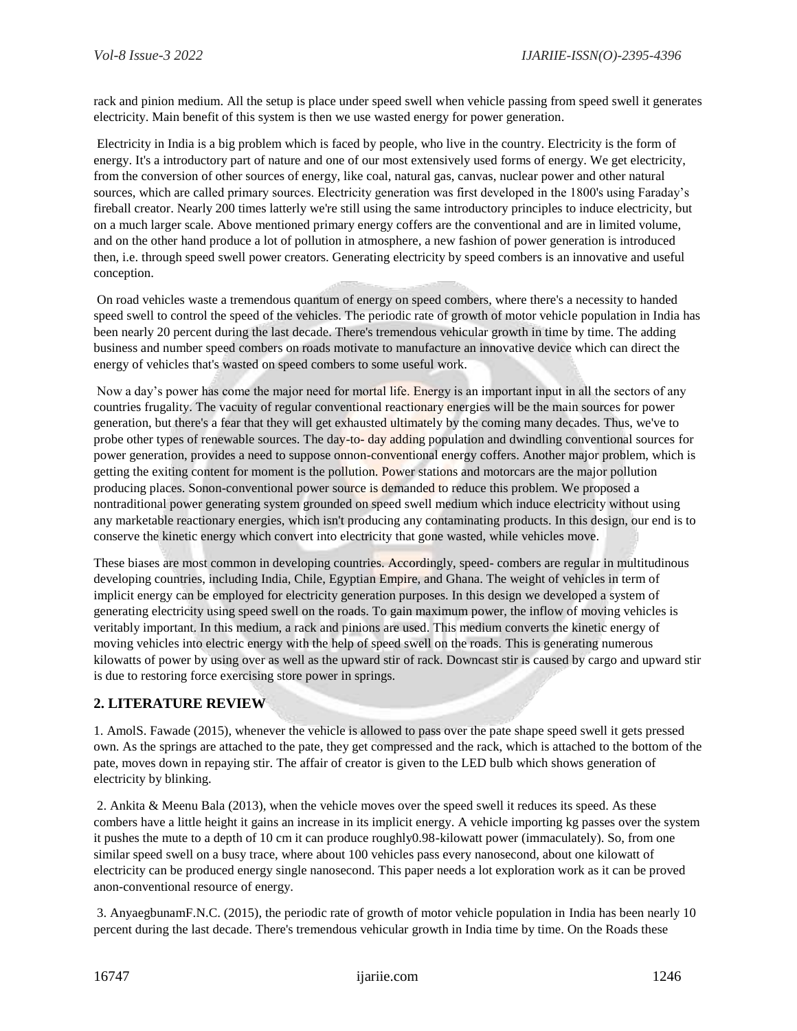rack and pinion medium. All the setup is place under speed swell when vehicle passing from speed swell it generates electricity. Main benefit of this system is then we use wasted energy for power generation.

Electricity in India is a big problem which is faced by people, who live in the country. Electricity is the form of energy. It's a introductory part of nature and one of our most extensively used forms of energy. We get electricity, from the conversion of other sources of energy, like coal, natural gas, canvas, nuclear power and other natural sources, which are called primary sources. Electricity generation was first developed in the 1800's using Faraday's fireball creator. Nearly 200 times latterly we're still using the same introductory principles to induce electricity, but on a much larger scale. Above mentioned primary energy coffers are the conventional and are in limited volume, and on the other hand produce a lot of pollution in atmosphere, a new fashion of power generation is introduced then, i.e. through speed swell power creators. Generating electricity by speed combers is an innovative and useful conception.

On road vehicles waste a tremendous quantum of energy on speed combers, where there's a necessity to handed speed swell to control the speed of the vehicles. The periodic rate of growth of motor vehicle population in India has been nearly 20 percent during the last decade. There's tremendous vehicular growth in time by time. The adding business and number speed combers on roads motivate to manufacture an innovative device which can direct the energy of vehicles that's wasted on speed combers to some useful work.

Now a day's power has come the major need for mortal life. Energy is an important input in all the sectors of any countries frugality. The vacuity of regular conventional reactionary energies will be the main sources for power generation, but there's a fear that they will get exhausted ultimately by the coming many decades. Thus, we've to probe other types of renewable sources. The day-to- day adding population and dwindling conventional sources for power generation, provides a need to suppose onnon-conventional energy coffers. Another major problem, which is getting the exiting content for moment is the pollution. Power stations and motorcars are the major pollution producing places. Sonon-conventional power source is demanded to reduce this problem. We proposed a nontraditional power generating system grounded on speed swell medium which induce electricity without using any marketable reactionary energies, which isn't producing any contaminating products. In this design, our end is to conserve the kinetic energy which convert into electricity that gone wasted, while vehicles move.

These biases are most common in developing countries. Accordingly, speed- combers are regular in multitudinous developing countries, including India, Chile, Egyptian Empire, and Ghana. The weight of vehicles in term of implicit energy can be employed for electricity generation purposes. In this design we developed a system of generating electricity using speed swell on the roads. To gain maximum power, the inflow of moving vehicles is veritably important. In this medium, a rack and pinions are used. This medium converts the kinetic energy of moving vehicles into electric energy with the help of speed swell on the roads. This is generating numerous kilowatts of power by using over as well as the upward stir of rack. Downcast stir is caused by cargo and upward stir is due to restoring force exercising store power in springs.

## 2. LITERATURE REVIEW

1. AmolS. Fawade (2015), whenever the vehicle is allowed to pass over the pate shape speed swell it gets pressed own. As the springs are attached to the pate, they get compressed and the rack, which is attached to the bottom of the pate, moves down in repaying stir. The affair of creator is given to the LED bulb which shows generation of electricity by blinking.

2. Ankita & Meenu Bala (2013), when the vehicle moves over the speed swell it reduces its speed. As these combers have a little height it gains an increase in its implicit energy. A vehicle importing kg passes over the system it pushes the mute to a depth of 10 cm it can produce roughly0.98-kilowatt power (immaculately). So, from one similar speed swell on a busy trace, where about 100 vehicles pass every nanosecond, about one kilowatt of electricity can be produced energy single nanosecond. This paper needs a lot exploration work as it can be proved anon-conventional resource of energy.

3. AnyaegbunamF.N.C. (2015), the periodic rate of growth of motor vehicle population in India has been nearly 10 percent during the last decade. There's tremendous vehicular growth in India time by time. On the Roads these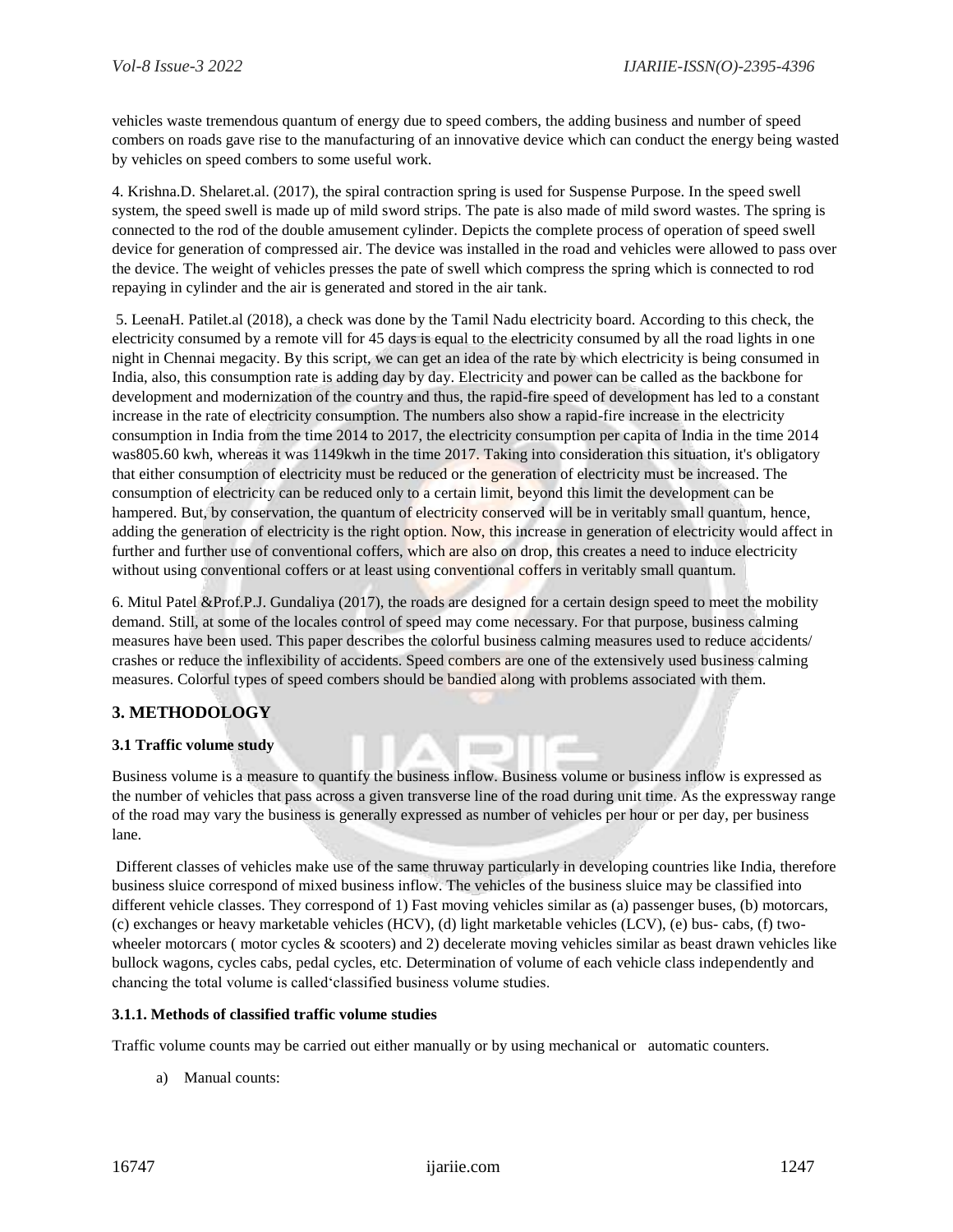vehicles waste tremendous quantum of energy due to speed combers, the adding business and number of speed combers on roads gave rise to the manufacturing of an innovative device which can conduct the energy being wasted by vehicles on speed combers to some useful work.

4. Krishna.D. Shelaret.al. (2017), the spiral contraction spring is used for Suspense Purpose. In the speed swell system, the speed swell is made up of mild sword strips. The pate is also made of mild sword wastes. The spring is connected to the rod of the double amusement cylinder. Depicts the complete process of operation of speed swell device for generation of compressed air. The device was installed in the road and vehicles were allowed to pass over the device. The weight of vehicles presses the pate of swell which compress the spring which is connected to rod repaying in cylinder and the air is generated and stored in the air tank.

5. LeenaH. Patilet.al (2018), a check was done by the Tamil Nadu electricity board. According to this check, the electricity consumed by a remote vill for 45 days is equal to the electricity consumed by all the road lights in one night in Chennai megacity. By this script, we can get an idea of the rate by which electricity is being consumed in India, also, this consumption rate is adding day by day. Electricity and power can be called as the backbone for development and modernization of the country and thus, the rapid-fire speed of development has led to a constant increase in the rate of electricity consumption. The numbers also show a rapid-fire increase in the electricity consumption in India from the time 2014 to 2017, the electricity consumption per capita of India in the time 2014 was805.60 kwh, whereas it was 1149kwh in the time 2017. Taking into consideration this situation, it's obligatory that either consumption of electricity must be reduced or the generation of electricity must be increased. The consumption of electricity can be reduced only to a certain limit, beyond this limit the development can be hampered. But, by conservation, the quantum of electricity conserved will be in veritably small quantum, hence, adding the generation of electricity is the right option. Now, this increase in generation of electricity would affect in further and further use of conventional coffers, which are also on drop, this creates a need to induce electricity without using conventional coffers or at least using conventional coffers in veritably small quantum.

6. Mitul Patel &Prof.P.J. Gundaliya (2017), the roads are designed for a certain design speed to meet the mobility demand. Still, at some of the locales control of speed may come necessary. For that purpose, business calming measures have been used. This paper describes the colorful business calming measures used to reduce accidents/ crashes or reduce the inflexibility of accidents. Speed combers are one of the extensively used business calming measures. Colorful types of speed combers should be bandied along with problems associated with them.

## 3. METHODOLOGY

### 3.1 Traffic volume study

Business volume is a measure to quantify the business inflow. Business volume or business inflow is expressed as the number of vehicles that pass across a given transverse line of the road during unit time. As the expressway range of the road may vary the business is generally expressed as number of vehicles per hour or per day, per business lane.

Different classes of vehicles make use of the same thruway particularly in developing countries like India, therefore business sluice correspond of mixed business inflow. The vehicles of the business sluice may be classified into different vehicle classes. They correspond of 1) Fast moving vehicles similar as (a) passenger buses, (b) motorcars, (c) exchanges or heavy marketable vehicles (HCV), (d) light marketable vehicles (LCV), (e) bus- cabs, (f) two-wheeler motorcars ( motor cycles & scooters) and 2) decelerate moving vehicles similar as beast drawn vehicles like bullock wagons, cycles cabs, pedal cycles, etc. Determination of volume of each vehicle class independently and chancing the total volume is called'classified business volume studies.

#### 3.1.1. Methods of classified traffic volume studies

Traffic volume counts may be carried out either manually or by using mechanical or automatic counters.

a) Manual counts: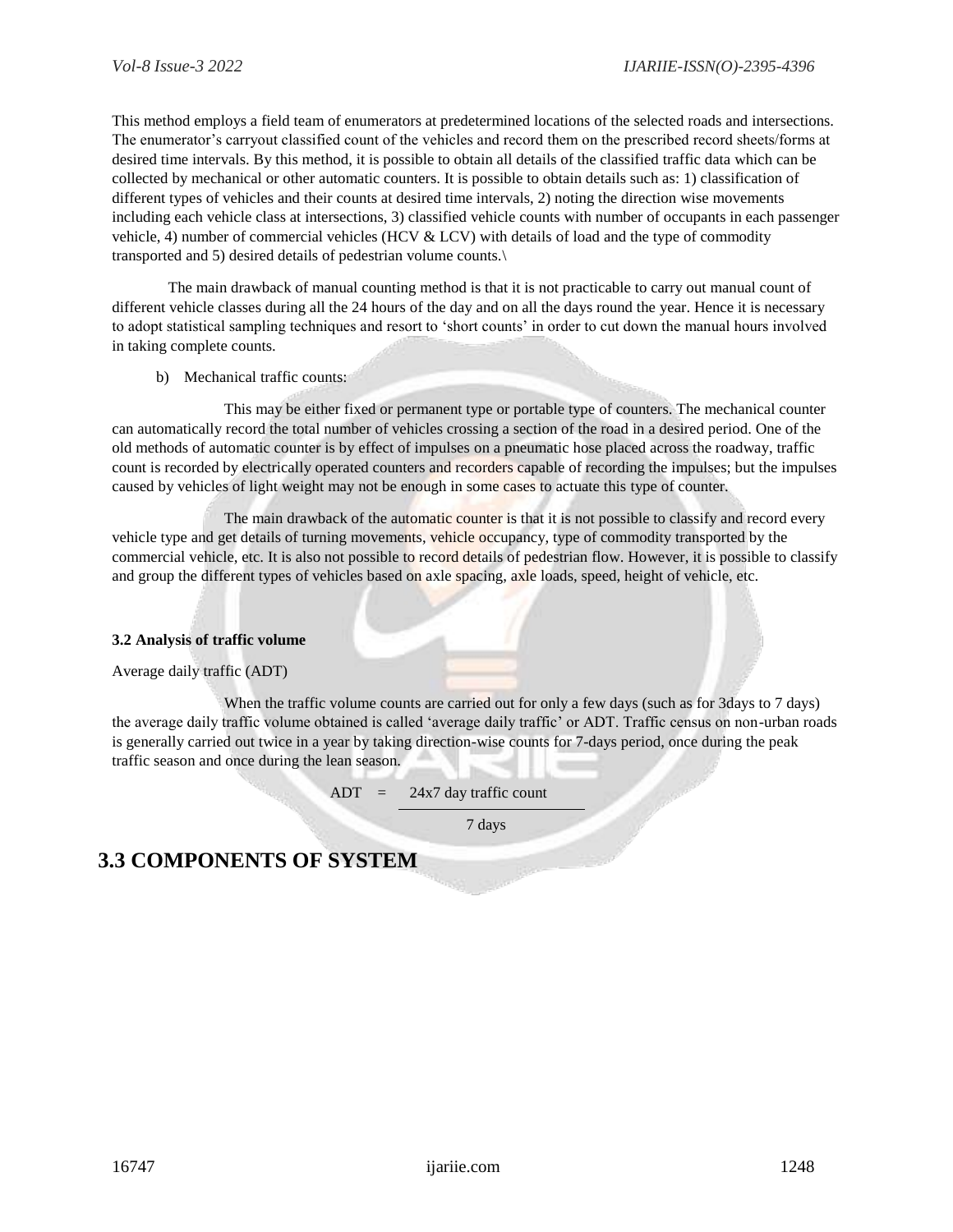This method employs a field team of enumerators at predetermined locations of the selected roads and intersections. The enumerator's carryout classified count of the vehicles and record them on the prescribed record sheets/forms at desired time intervals. By this method, it is possible to obtain all details of the classified traffic data which can be collected by mechanical or other automatic counters. It is possible to obtain details such as: 1) classification of different types of vehicles and their counts at desired time intervals, 2) noting the direction wise movements including each vehicle class at intersections, 3) classified vehicle counts with number of occupants in each passenger vehicle, 4) number of commercial vehicles (HCV & LCV) with details of load and the type of commodity transported and 5) desired details of pedestrian volume counts.\

The main drawback of manual counting method is that it is not practicable to carry out manual count of different vehicle classes during all the 24 hours of the day and on all the days round the year. Hence it is necessary to adopt statistical sampling techniques and resort to 'short counts' in order to cut down the manual hours involved in taking complete counts.

b) Mechanical traffic counts:

This may be either fixed or permanent type or portable type of counters. The mechanical counter can automatically record the total number of vehicles crossing a section of the road in a desired period. One of the old methods of automatic counter is by effect of impulses on a pneumatic hose placed across the roadway, traffic count is recorded by electrically operated counters and recorders capable of recording the impulses; but the impulses caused by vehicles of light weight may not be enough in some cases to actuate this type of counter.

The main drawback of the automatic counter is that it is not possible to classify and record every vehicle type and get details of turning movements, vehicle occupancy, type of commodity transported by the commercial vehicle, etc. It is also not possible to record details of pedestrian flow. However, it is possible to classify and group the different types of vehicles based on axle spacing, axle loads, speed, height of vehicle, etc.

**3.2 Analysis of traffic volume**

Average daily traffic (ADT)

When the traffic volume counts are carried out for only a few days (such as for 3days to 7 days) the average daily traffic volume obtained is called 'average daily traffic' or ADT. Traffic census on non-urban roads is generally carried out twice in a year by taking direction-wise counts for 7-days period, once during the peak traffic season and once during the lean season.

$$ADT = \frac{24\text{x}7 \text{ day traffic count}}{7 \text{ days}}$$

## 3.3 COMPONENTS OF SYSTEM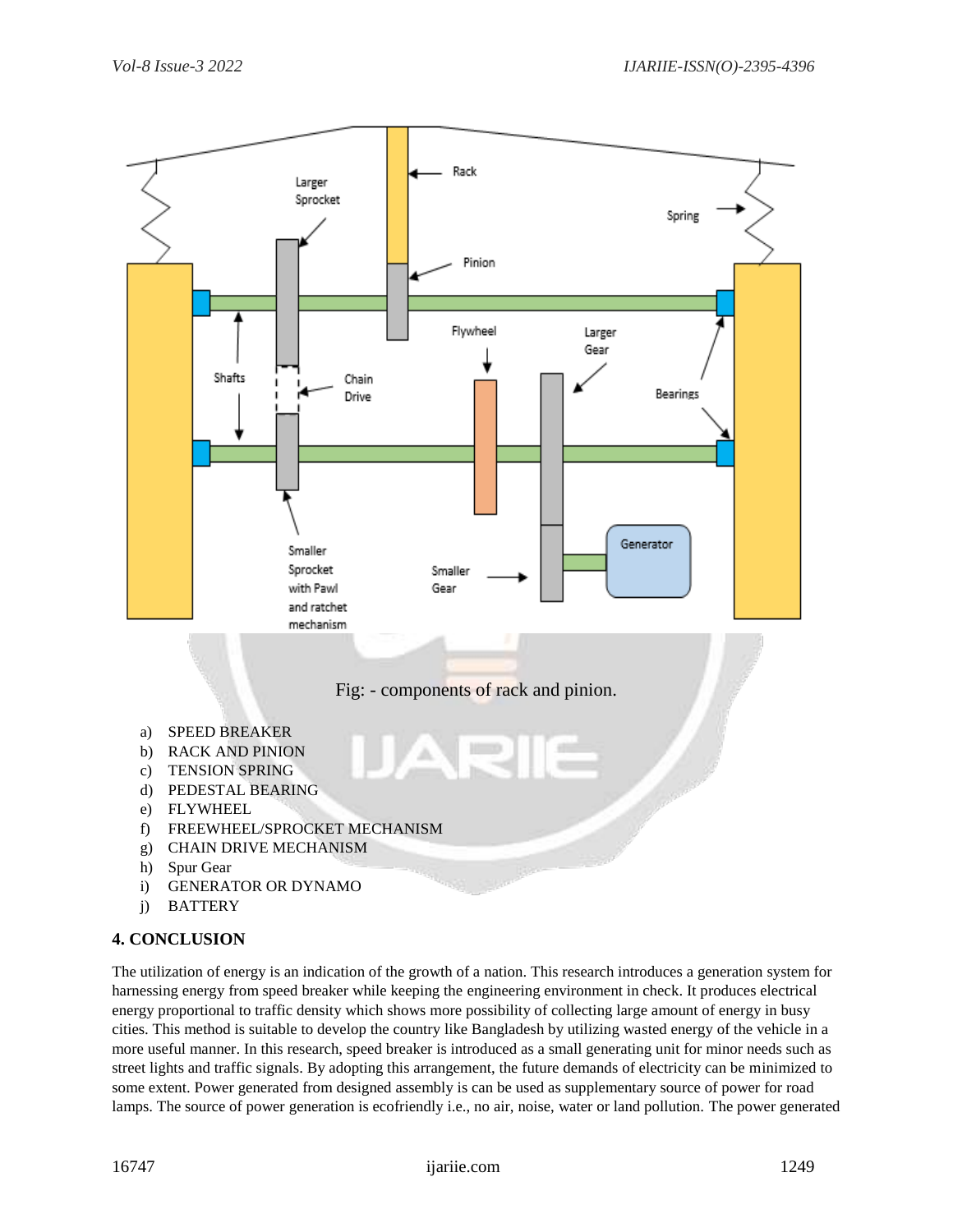Fig: - components of rack and pinion.

a) SPEED BREAKER
b) RACK AND PINION
c) TENSION SPRING
d) PEDESTAL BEARING
e) FLYWHEEL
f) FREEWHEEL/SPROCKET MECHANISM
g) CHAIN DRIVE MECHANISM
h) Spur Gear
i) GENERATOR OR DYNAMO
j) BATTERY

## 4. CONCLUSION

The utilization of energy is an indication of the growth of a nation. This research introduces a generation system for harnessing energy from speed breaker while keeping the engineering environment in check. It produces electrical energy proportional to traffic density which shows more possibility of collecting large amount of energy in busy cities. This method is suitable to develop the country like Bangladesh by utilizing wasted energy of the vehicle in a more useful manner. In this research, speed breaker is introduced as a small generating unit for minor needs such as street lights and traffic signals. By adopting this arrangement, the future demands of electricity can be minimized to some extent. Power generated from designed assembly is can be used as supplementary source of power for road lamps. The source of power generation is ecofriendly i.e., no air, noise, water or land pollution. The power generated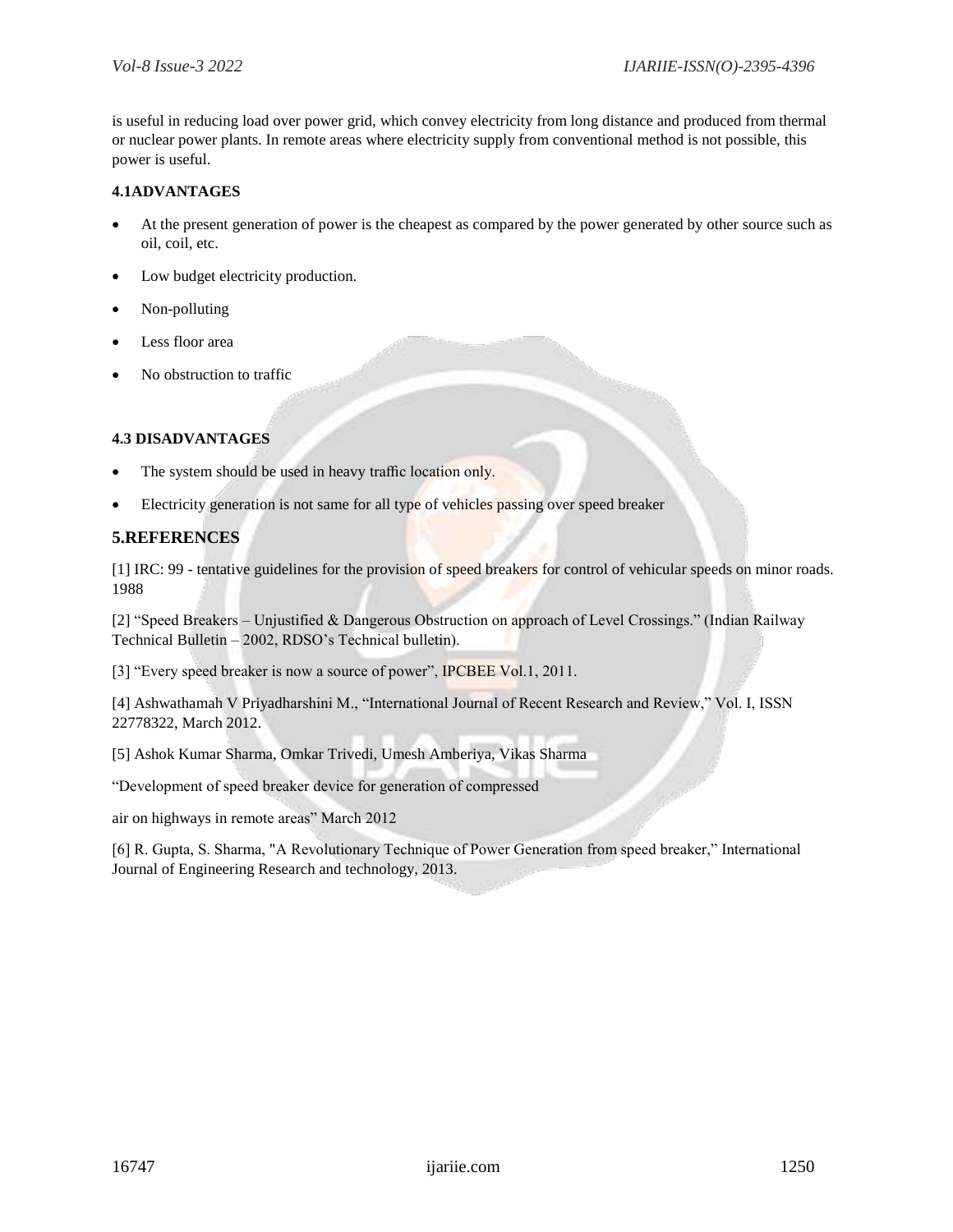is useful in reducing load over power grid, which convey electricity from long distance and produced from thermal or nuclear power plants. In remote areas where electricity supply from conventional method is not possible, this power is useful.

#### 4.1ADVANTAGES

- At the present generation of power is the cheapest as compared by the power generated by other source such as oil, coil, etc.
- Low budget electricity production.
- Non-polluting
- Less floor area
- No obstruction to traffic

#### 4.3 DISADVANTAGES

- The system should be used in heavy traffic location only.
- Electricity generation is not same for all type of vehicles passing over speed breaker

## 5.REFERENCES

[1] IRC: 99 - tentative guidelines for the provision of speed breakers for control of vehicular speeds on minor roads. 1988

[2] "Speed Breakers – Unjustified & Dangerous Obstruction on approach of Level Crossings." (Indian Railway Technical Bulletin – 2002, RDSO's Technical bulletin).

[3] "Every speed breaker is now a source of power", IPCBEE Vol.1, 2011.

[4] Ashwathamah V Priyadharshini M., "International Journal of Recent Research and Review," Vol. I, ISSN 22778322, March 2012.

[5] Ashok Kumar Sharma, Omkar Trivedi, Umesh Amberiya, Vikas Sharma

"Development of speed breaker device for generation of compressed

air on highways in remote areas" March 2012

[6] R. Gupta, S. Sharma, "A Revolutionary Technique of Power Generation from speed breaker," International Journal of Engineering Research and technology, 2013.